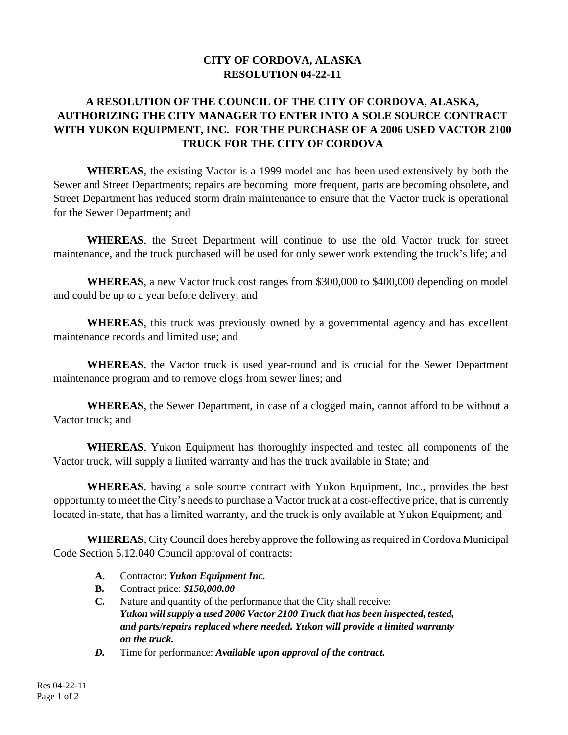# CITY OF CORDOVA, ALASKA
# RESOLUTION 04-22-11

## A RESOLUTION OF THE COUNCIL OF THE CITY OF CORDOVA, ALASKA, AUTHORIZING THE CITY MANAGER TO ENTER INTO A SOLE SOURCE CONTRACT WITH YUKON EQUIPMENT, INC. FOR THE PURCHASE OF A 2006 USED VACTOR 2100 TRUCK FOR THE CITY OF CORDOVA

**WHEREAS**, the existing Vactor is a 1999 model and has been used extensively by both the Sewer and Street Departments; repairs are becoming more frequent, parts are becoming obsolete, and Street Department has reduced storm drain maintenance to ensure that the Vactor truck is operational for the Sewer Department; and

**WHEREAS**, the Street Department will continue to use the old Vactor truck for street maintenance, and the truck purchased will be used for only sewer work extending the truck's life; and

**WHEREAS**, a new Vactor truck cost ranges from $300,000 to $400,000 depending on model and could be up to a year before delivery; and

**WHEREAS**, this truck was previously owned by a governmental agency and has excellent maintenance records and limited use; and

**WHEREAS**, the Vactor truck is used year-round and is crucial for the Sewer Department maintenance program and to remove clogs from sewer lines; and

**WHEREAS**, the Sewer Department, in case of a clogged main, cannot afford to be without a Vactor truck; and

**WHEREAS**, Yukon Equipment has thoroughly inspected and tested all components of the Vactor truck, will supply a limited warranty and has the truck available in State; and

**WHEREAS**, having a sole source contract with Yukon Equipment, Inc., provides the best opportunity to meet the City's needs to purchase a Vactor truck at a cost-effective price, that is currently located in-state, that has a limited warranty, and the truck is only available at Yukon Equipment; and

**WHEREAS**, City Council does hereby approve the following as required in Cordova Municipal Code Section 5.12.040 Council approval of contracts:

- **A.** Contractor: ***Yukon Equipment Inc.***
- **B.** Contract price: ***$150,000.00***
- **C.** Nature and quantity of the performance that the City shall receive: ***Yukon will supply a used 2006 Vactor 2100 Truck that has been inspected, tested, and parts/repairs replaced where needed. Yukon will provide a limited warranty on the truck.***
- ***D.*** Time for performance: ***Available upon approval of the contract.***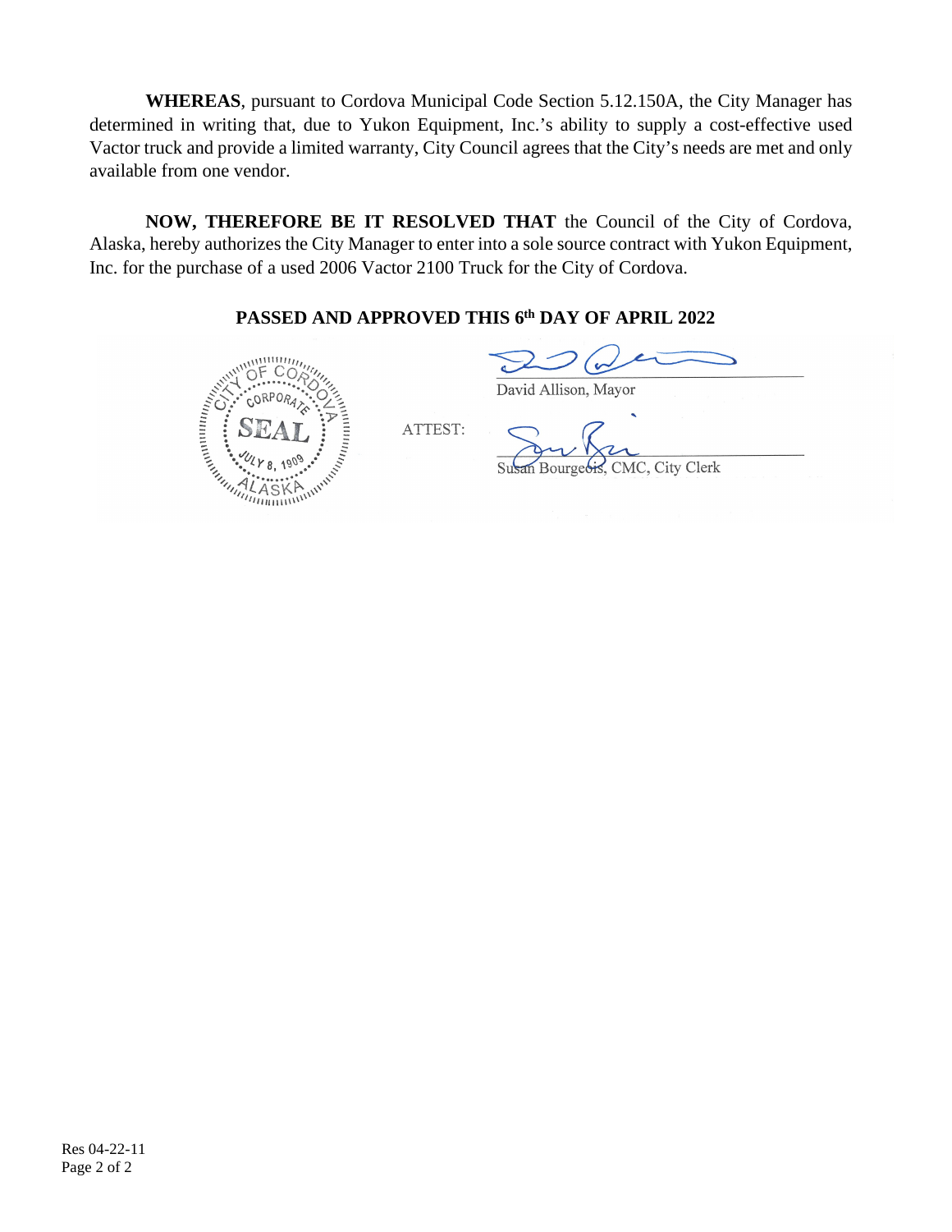**WHEREAS**, pursuant to Cordova Municipal Code Section 5.12.150A, the City Manager has determined in writing that, due to Yukon Equipment, Inc.'s ability to supply a cost-effective used Vactor truck and provide a limited warranty, City Council agrees that the City's needs are met and only available from one vendor.

**NOW, THEREFORE BE IT RESOLVED THAT** the Council of the City of Cordova, Alaska, hereby authorizes the City Manager to enter into a sole source contract with Yukon Equipment, Inc. for the purchase of a used 2006 Vactor 2100 Truck for the City of Cordova.

**PASSED AND APPROVED THIS 6th DAY OF APRIL 2022**

David Allison, Mayor

ATTEST:

Susan Bourgeois, CMC, City Clerk

Res 04-22-11